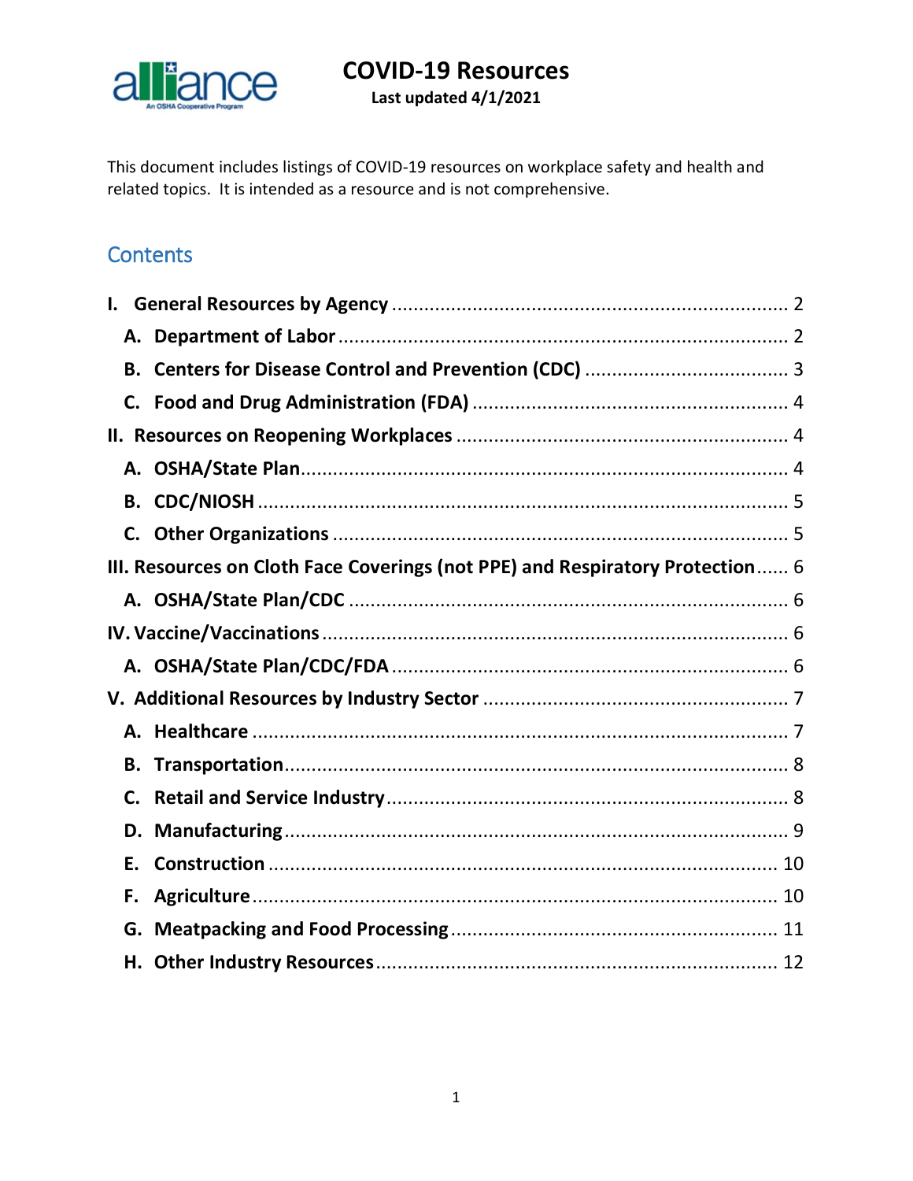# COVID-19 Resources

**Last updated 4/1/2021**

This document includes listings of COVID-19 resources on workplace safety and health and related topics. It is intended as a resource and is not comprehensive.

## Contents

- **I. General Resources by Agency** ........ 2
  - **A. Department of Labor** ........ 2
  - **B. Centers for Disease Control and Prevention (CDC)** ........ 3
  - **C. Food and Drug Administration (FDA)** ........ 4
- **II. Resources on Reopening Workplaces** ........ 4
  - **A. OSHA/State Plan** ........ 4
  - **B. CDC/NIOSH** ........ 5
  - **C. Other Organizations** ........ 5
- **III. Resources on Cloth Face Coverings (not PPE) and Respiratory Protection** ........ 6
  - **A. OSHA/State Plan/CDC** ........ 6
- **IV. Vaccine/Vaccinations** ........ 6
  - **A. OSHA/State Plan/CDC/FDA** ........ 6
- **V. Additional Resources by Industry Sector** ........ 7
  - **A. Healthcare** ........ 7
  - **B. Transportation** ........ 8
  - **C. Retail and Service Industry** ........ 8
  - **D. Manufacturing** ........ 9
  - **E. Construction** ........ 10
  - **F. Agriculture** ........ 10
  - **G. Meatpacking and Food Processing** ........ 11
  - **H. Other Industry Resources** ........ 12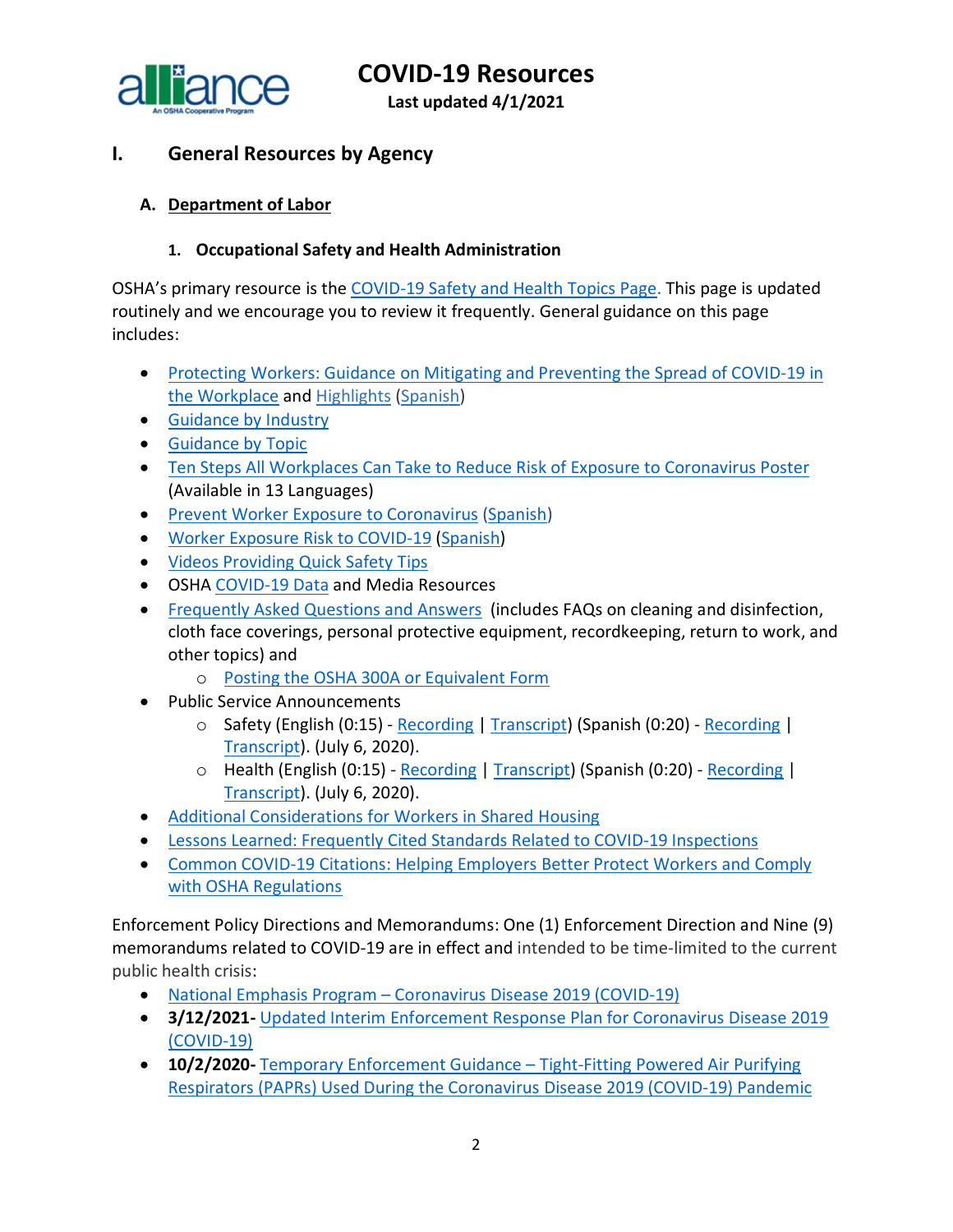# COVID-19 Resources

**Last updated 4/1/2021**

## I. General Resources by Agency

### A. Department of Labor

#### 1. Occupational Safety and Health Administration

OSHA's primary resource is the COVID-19 Safety and Health Topics Page. This page is updated routinely and we encourage you to review it frequently. General guidance on this page includes:

- Protecting Workers: Guidance on Mitigating and Preventing the Spread of COVID-19 in the Workplace and Highlights (Spanish)
- Guidance by Industry
- Guidance by Topic
- Ten Steps All Workplaces Can Take to Reduce Risk of Exposure to Coronavirus Poster (Available in 13 Languages)
- Prevent Worker Exposure to Coronavirus (Spanish)
- Worker Exposure Risk to COVID-19 (Spanish)
- Videos Providing Quick Safety Tips
- OSHA COVID-19 Data and Media Resources
- Frequently Asked Questions and Answers (includes FAQs on cleaning and disinfection, cloth face coverings, personal protective equipment, recordkeeping, return to work, and other topics) and
  - Posting the OSHA 300A or Equivalent Form
- Public Service Announcements
  - Safety (English (0:15) - Recording | Transcript) (Spanish (0:20) - Recording | Transcript). (July 6, 2020).
  - Health (English (0:15) - Recording | Transcript) (Spanish (0:20) - Recording | Transcript). (July 6, 2020).
- Additional Considerations for Workers in Shared Housing
- Lessons Learned: Frequently Cited Standards Related to COVID-19 Inspections
- Common COVID-19 Citations: Helping Employers Better Protect Workers and Comply with OSHA Regulations

Enforcement Policy Directions and Memorandums: One (1) Enforcement Direction and Nine (9) memorandums related to COVID-19 are in effect and intended to be time-limited to the current public health crisis:

- National Emphasis Program – Coronavirus Disease 2019 (COVID-19)
- **3/12/2021-** Updated Interim Enforcement Response Plan for Coronavirus Disease 2019 (COVID-19)
- **10/2/2020-** Temporary Enforcement Guidance – Tight-Fitting Powered Air Purifying Respirators (PAPRs) Used During the Coronavirus Disease 2019 (COVID-19) Pandemic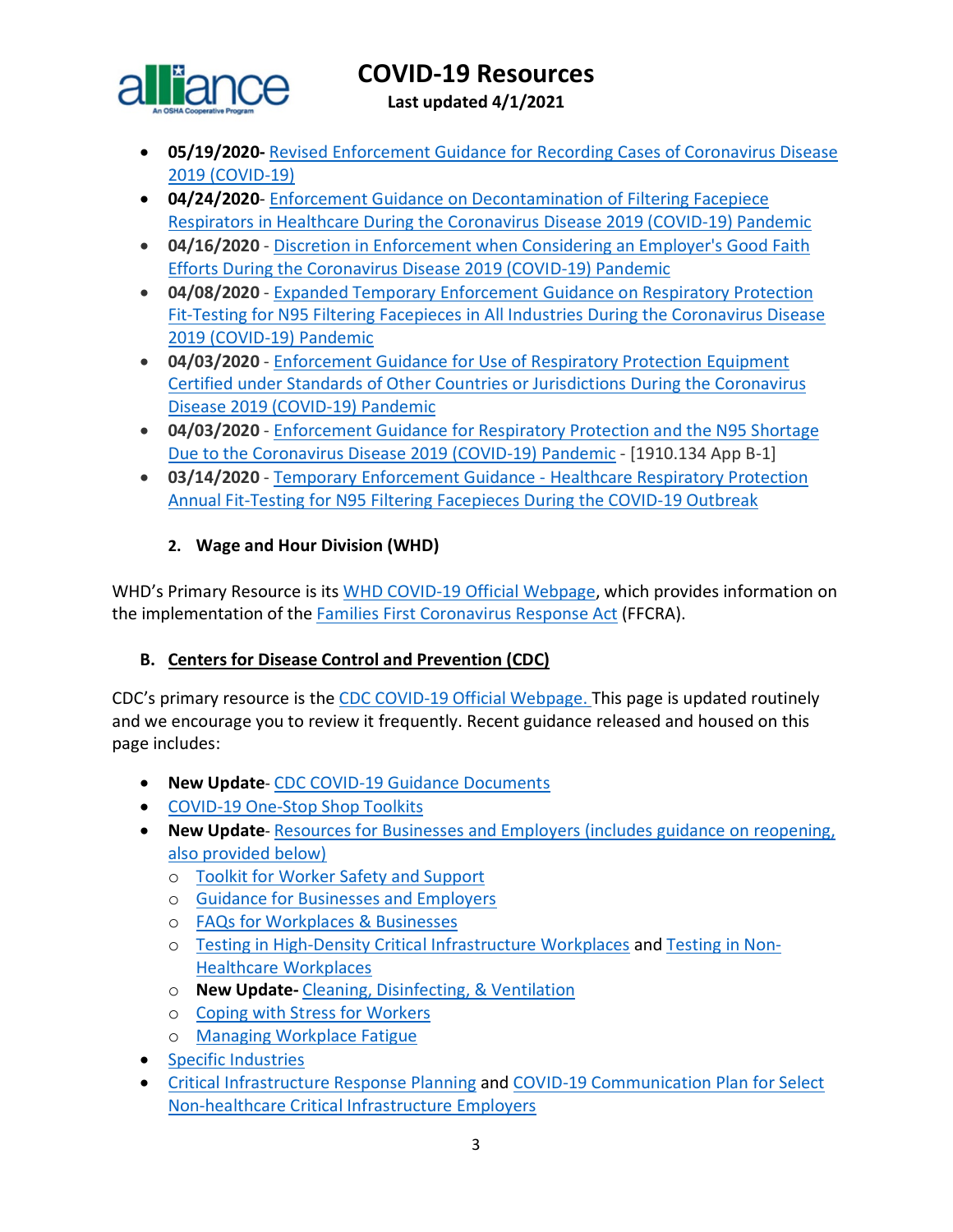- **05/19/2020-** Revised Enforcement Guidance for Recording Cases of Coronavirus Disease 2019 (COVID-19)
- **04/24/2020**- Enforcement Guidance on Decontamination of Filtering Facepiece Respirators in Healthcare During the Coronavirus Disease 2019 (COVID-19) Pandemic
- **04/16/2020** - Discretion in Enforcement when Considering an Employer's Good Faith Efforts During the Coronavirus Disease 2019 (COVID-19) Pandemic
- **04/08/2020** - Expanded Temporary Enforcement Guidance on Respiratory Protection Fit-Testing for N95 Filtering Facepieces in All Industries During the Coronavirus Disease 2019 (COVID-19) Pandemic
- **04/03/2020** - Enforcement Guidance for Use of Respiratory Protection Equipment Certified under Standards of Other Countries or Jurisdictions During the Coronavirus Disease 2019 (COVID-19) Pandemic
- **04/03/2020** - Enforcement Guidance for Respiratory Protection and the N95 Shortage Due to the Coronavirus Disease 2019 (COVID-19) Pandemic - [1910.134 App B-1]
- **03/14/2020** - Temporary Enforcement Guidance - Healthcare Respiratory Protection Annual Fit-Testing for N95 Filtering Facepieces During the COVID-19 Outbreak

### 2. Wage and Hour Division (WHD)

WHD's Primary Resource is its WHD COVID-19 Official Webpage, which provides information on the implementation of the Families First Coronavirus Response Act (FFCRA).

## B. Centers for Disease Control and Prevention (CDC)

CDC's primary resource is the CDC COVID-19 Official Webpage. This page is updated routinely and we encourage you to review it frequently. Recent guidance released and housed on this page includes:

- **New Update**- CDC COVID-19 Guidance Documents
- COVID-19 One-Stop Shop Toolkits
- **New Update**- Resources for Businesses and Employers (includes guidance on reopening, also provided below)
  - Toolkit for Worker Safety and Support
  - Guidance for Businesses and Employers
  - FAQs for Workplaces & Businesses
  - Testing in High-Density Critical Infrastructure Workplaces and Testing in Non-Healthcare Workplaces
  - **New Update-** Cleaning, Disinfecting, & Ventilation
  - Coping with Stress for Workers
  - Managing Workplace Fatigue
- Specific Industries
- Critical Infrastructure Response Planning and COVID-19 Communication Plan for Select Non-healthcare Critical Infrastructure Employers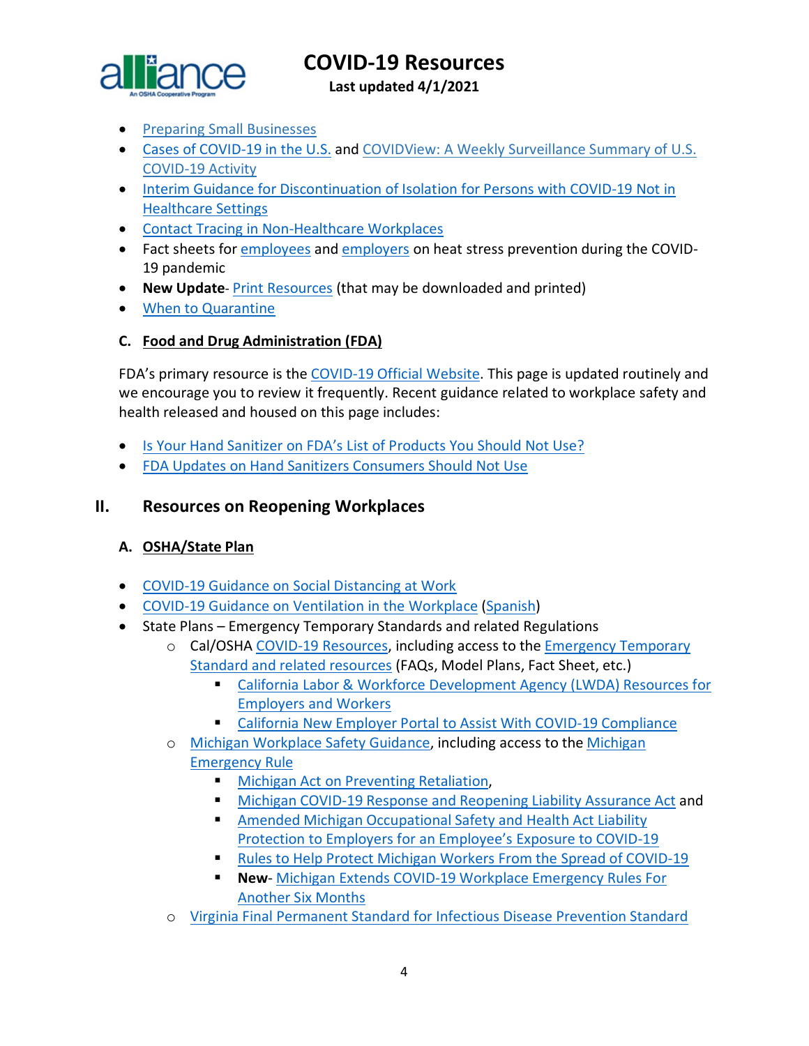- Preparing Small Businesses
- Cases of COVID-19 in the U.S. and COVIDView: A Weekly Surveillance Summary of U.S. COVID-19 Activity
- Interim Guidance for Discontinuation of Isolation for Persons with COVID-19 Not in Healthcare Settings
- Contact Tracing in Non-Healthcare Workplaces
- Fact sheets for employees and employers on heat stress prevention during the COVID-19 pandemic
- **New Update**- Print Resources (that may be downloaded and printed)
- When to Quarantine

### C. Food and Drug Administration (FDA)

FDA's primary resource is the COVID-19 Official Website. This page is updated routinely and we encourage you to review it frequently. Recent guidance related to workplace safety and health released and housed on this page includes:

- Is Your Hand Sanitizer on FDA's List of Products You Should Not Use?
- FDA Updates on Hand Sanitizers Consumers Should Not Use

## II. Resources on Reopening Workplaces

### A. OSHA/State Plan

- COVID-19 Guidance on Social Distancing at Work
- COVID-19 Guidance on Ventilation in the Workplace (Spanish)
- State Plans – Emergency Temporary Standards and related Regulations
  - Cal/OSHA COVID-19 Resources, including access to the Emergency Temporary Standard and related resources (FAQs, Model Plans, Fact Sheet, etc.)
    - California Labor & Workforce Development Agency (LWDA) Resources for Employers and Workers
    - California New Employer Portal to Assist With COVID-19 Compliance
  - Michigan Workplace Safety Guidance, including access to the Michigan Emergency Rule
    - Michigan Act on Preventing Retaliation,
    - Michigan COVID-19 Response and Reopening Liability Assurance Act and
    - Amended Michigan Occupational Safety and Health Act Liability Protection to Employers for an Employee's Exposure to COVID-19
    - Rules to Help Protect Michigan Workers From the Spread of COVID-19
    - **New**- Michigan Extends COVID-19 Workplace Emergency Rules For Another Six Months
  - Virginia Final Permanent Standard for Infectious Disease Prevention Standard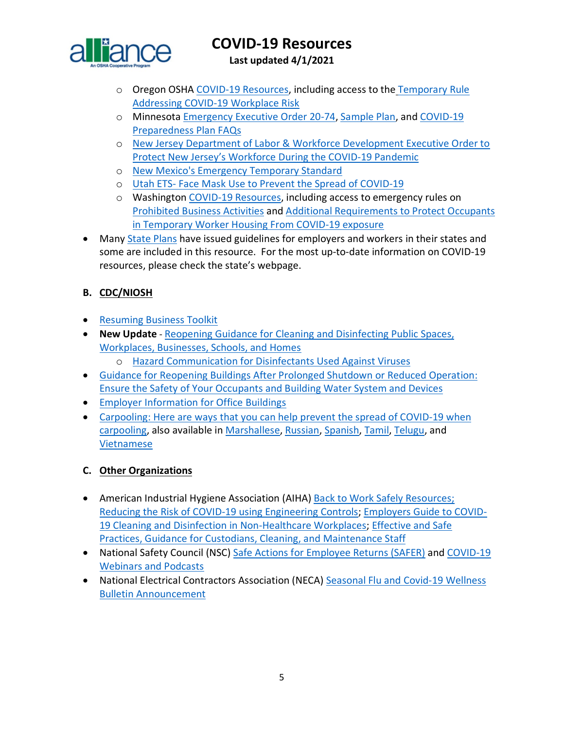- Oregon OSHA COVID-19 Resources, including access to the Temporary Rule Addressing COVID-19 Workplace Risk
    - Minnesota Emergency Executive Order 20-74, Sample Plan, and COVID-19 Preparedness Plan FAQs
    - New Jersey Department of Labor & Workforce Development Executive Order to Protect New Jersey's Workforce During the COVID-19 Pandemic
    - New Mexico's Emergency Temporary Standard
    - Utah ETS- Face Mask Use to Prevent the Spread of COVID-19
    - Washington COVID-19 Resources, including access to emergency rules on Prohibited Business Activities and Additional Requirements to Protect Occupants in Temporary Worker Housing From COVID-19 exposure
- Many State Plans have issued guidelines for employers and workers in their states and some are included in this resource. For the most up-to-date information on COVID-19 resources, please check the state's webpage.

## B. CDC/NIOSH

- Resuming Business Toolkit
- **New Update** - Reopening Guidance for Cleaning and Disinfecting Public Spaces, Workplaces, Businesses, Schools, and Homes
    - Hazard Communication for Disinfectants Used Against Viruses
- Guidance for Reopening Buildings After Prolonged Shutdown or Reduced Operation: Ensure the Safety of Your Occupants and Building Water System and Devices
- Employer Information for Office Buildings
- Carpooling: Here are ways that you can help prevent the spread of COVID-19 when carpooling, also available in Marshallese, Russian, Spanish, Tamil, Telugu, and Vietnamese

## C. Other Organizations

- American Industrial Hygiene Association (AIHA) Back to Work Safely Resources; Reducing the Risk of COVID-19 using Engineering Controls; Employers Guide to COVID-19 Cleaning and Disinfection in Non-Healthcare Workplaces; Effective and Safe Practices, Guidance for Custodians, Cleaning, and Maintenance Staff
- National Safety Council (NSC) Safe Actions for Employee Returns (SAFER) and COVID-19 Webinars and Podcasts
- National Electrical Contractors Association (NECA) Seasonal Flu and Covid-19 Wellness Bulletin Announcement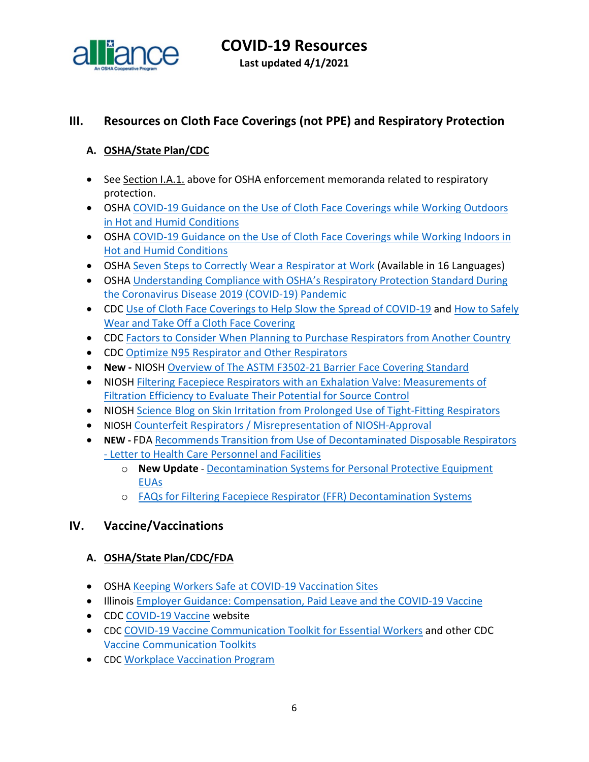## III. Resources on Cloth Face Coverings (not PPE) and Respiratory Protection

### A. OSHA/State Plan/CDC

- See Section I.A.1. above for OSHA enforcement memoranda related to respiratory protection.
- OSHA COVID-19 Guidance on the Use of Cloth Face Coverings while Working Outdoors in Hot and Humid Conditions
- OSHA COVID-19 Guidance on the Use of Cloth Face Coverings while Working Indoors in Hot and Humid Conditions
- OSHA Seven Steps to Correctly Wear a Respirator at Work (Available in 16 Languages)
- OSHA Understanding Compliance with OSHA's Respiratory Protection Standard During the Coronavirus Disease 2019 (COVID-19) Pandemic
- CDC Use of Cloth Face Coverings to Help Slow the Spread of COVID-19 and How to Safely Wear and Take Off a Cloth Face Covering
- CDC Factors to Consider When Planning to Purchase Respirators from Another Country
- CDC Optimize N95 Respirator and Other Respirators
- **New -** NIOSH Overview of The ASTM F3502-21 Barrier Face Covering Standard
- NIOSH Filtering Facepiece Respirators with an Exhalation Valve: Measurements of Filtration Efficiency to Evaluate Their Potential for Source Control
- NIOSH Science Blog on Skin Irritation from Prolonged Use of Tight-Fitting Respirators
- NIOSH Counterfeit Respirators / Misrepresentation of NIOSH-Approval
- **NEW -** FDA Recommends Transition from Use of Decontaminated Disposable Respirators - Letter to Health Care Personnel and Facilities
  - **New Update** - Decontamination Systems for Personal Protective Equipment EUAs
  - FAQs for Filtering Facepiece Respirator (FFR) Decontamination Systems

## IV. Vaccine/Vaccinations

### A. OSHA/State Plan/CDC/FDA

- OSHA Keeping Workers Safe at COVID-19 Vaccination Sites
- Illinois Employer Guidance: Compensation, Paid Leave and the COVID-19 Vaccine
- CDC COVID-19 Vaccine website
- CDC COVID-19 Vaccine Communication Toolkit for Essential Workers and other CDC Vaccine Communication Toolkits
- CDC Workplace Vaccination Program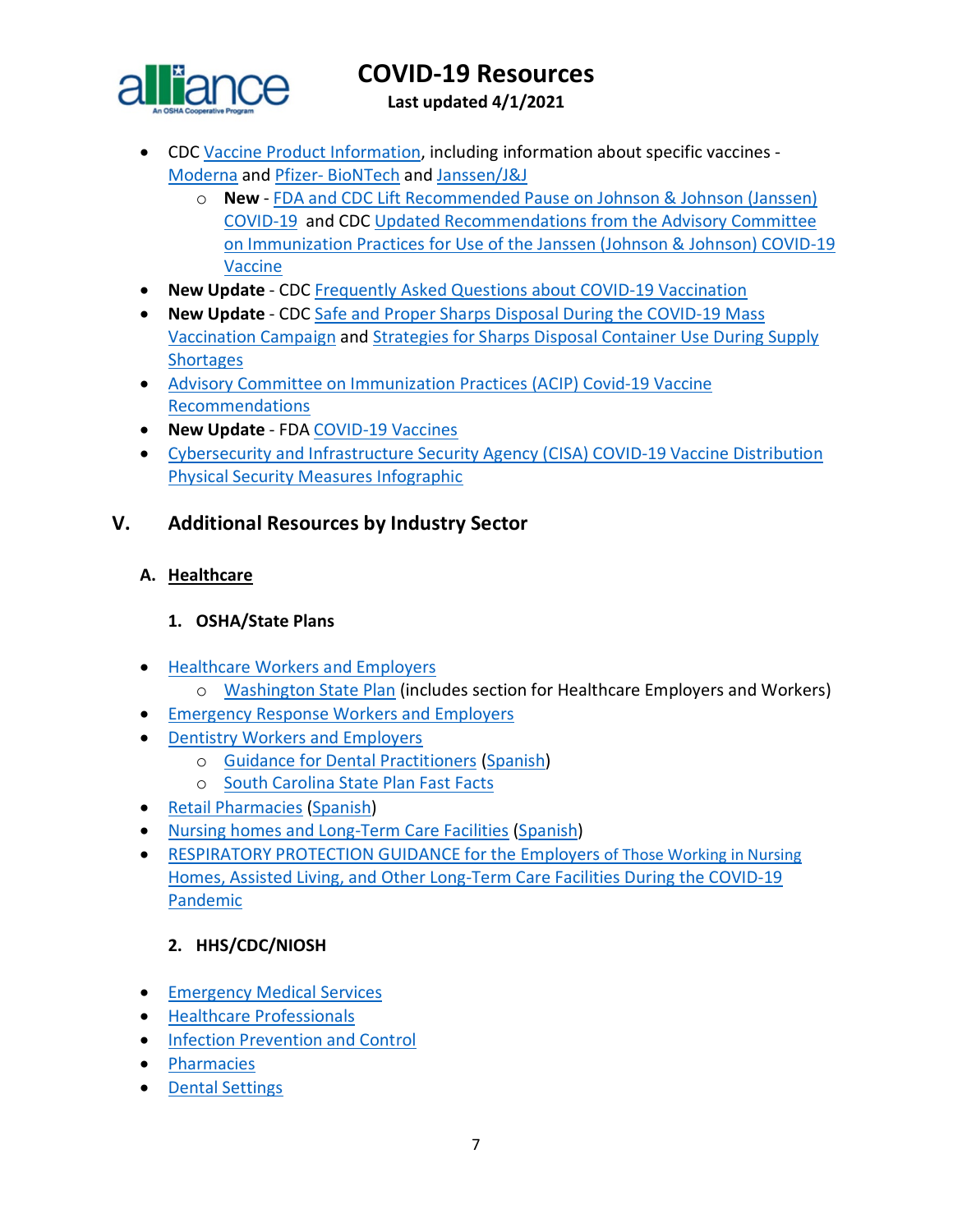- CDC Vaccine Product Information, including information about specific vaccines - Moderna and Pfizer- BioNTech and Janssen/J&J
  - **New** - FDA and CDC Lift Recommended Pause on Johnson & Johnson (Janssen) COVID-19 and CDC Updated Recommendations from the Advisory Committee on Immunization Practices for Use of the Janssen (Johnson & Johnson) COVID-19 Vaccine
- **New Update** - CDC Frequently Asked Questions about COVID-19 Vaccination
- **New Update** - CDC Safe and Proper Sharps Disposal During the COVID-19 Mass Vaccination Campaign and Strategies for Sharps Disposal Container Use During Supply Shortages
- Advisory Committee on Immunization Practices (ACIP) Covid-19 Vaccine Recommendations
- **New Update** - FDA COVID-19 Vaccines
- Cybersecurity and Infrastructure Security Agency (CISA) COVID-19 Vaccine Distribution Physical Security Measures Infographic

## V. Additional Resources by Industry Sector

### A. Healthcare

#### 1. OSHA/State Plans

- Healthcare Workers and Employers
  - Washington State Plan (includes section for Healthcare Employers and Workers)
- Emergency Response Workers and Employers
- Dentistry Workers and Employers
  - Guidance for Dental Practitioners (Spanish)
  - South Carolina State Plan Fast Facts
- Retail Pharmacies (Spanish)
- Nursing homes and Long-Term Care Facilities (Spanish)
- RESPIRATORY PROTECTION GUIDANCE for the Employers of Those Working in Nursing Homes, Assisted Living, and Other Long-Term Care Facilities During the COVID-19 Pandemic

#### 2. HHS/CDC/NIOSH

- Emergency Medical Services
- Healthcare Professionals
- Infection Prevention and Control
- Pharmacies
- Dental Settings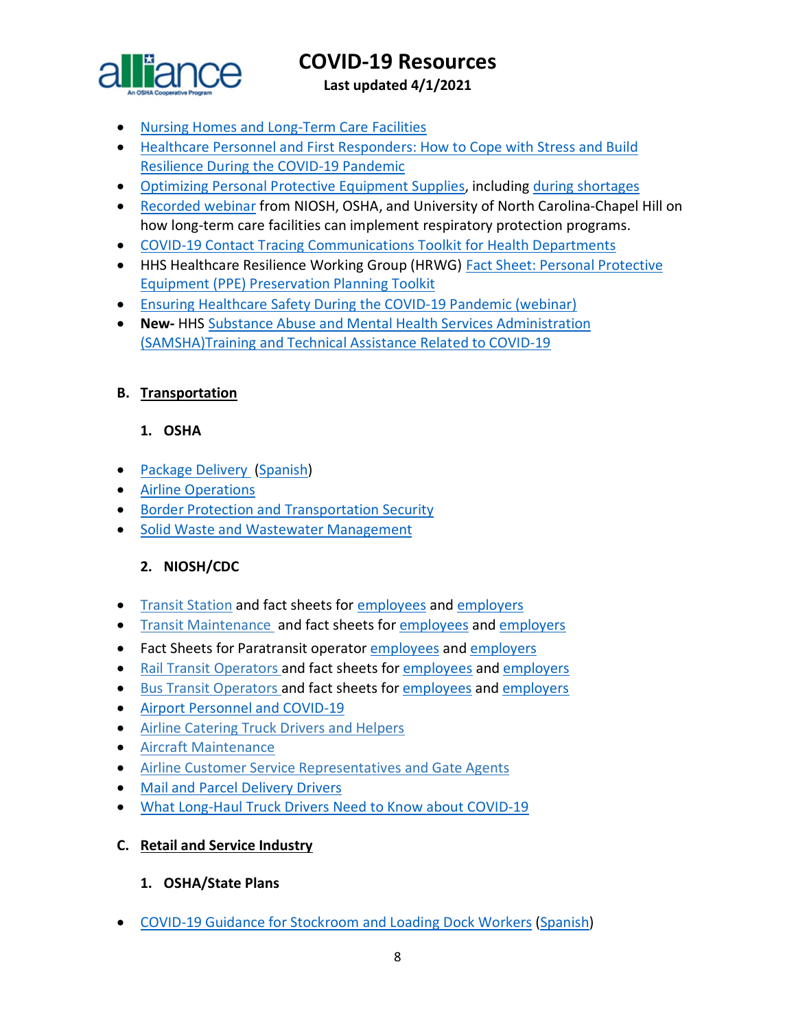- Nursing Homes and Long-Term Care Facilities
- Healthcare Personnel and First Responders: How to Cope with Stress and Build Resilience During the COVID-19 Pandemic
- Optimizing Personal Protective Equipment Supplies, including during shortages
- Recorded webinar from NIOSH, OSHA, and University of North Carolina-Chapel Hill on how long-term care facilities can implement respiratory protection programs.
- COVID-19 Contact Tracing Communications Toolkit for Health Departments
- HHS Healthcare Resilience Working Group (HRWG) Fact Sheet: Personal Protective Equipment (PPE) Preservation Planning Toolkit
- Ensuring Healthcare Safety During the COVID-19 Pandemic (webinar)
- **New-** HHS Substance Abuse and Mental Health Services Administration (SAMSHA)Training and Technical Assistance Related to COVID-19

## B. Transportation

### 1. OSHA

- Package Delivery (Spanish)
- Airline Operations
- Border Protection and Transportation Security
- Solid Waste and Wastewater Management

### 2. NIOSH/CDC

- Transit Station and fact sheets for employees and employers
- Transit Maintenance and fact sheets for employees and employers
- Fact Sheets for Paratransit operator employees and employers
- Rail Transit Operators and fact sheets for employees and employers
- Bus Transit Operators and fact sheets for employees and employers
- Airport Personnel and COVID-19
- Airline Catering Truck Drivers and Helpers
- Aircraft Maintenance
- Airline Customer Service Representatives and Gate Agents
- Mail and Parcel Delivery Drivers
- What Long-Haul Truck Drivers Need to Know about COVID-19

## C. Retail and Service Industry

### 1. OSHA/State Plans

- COVID-19 Guidance for Stockroom and Loading Dock Workers (Spanish)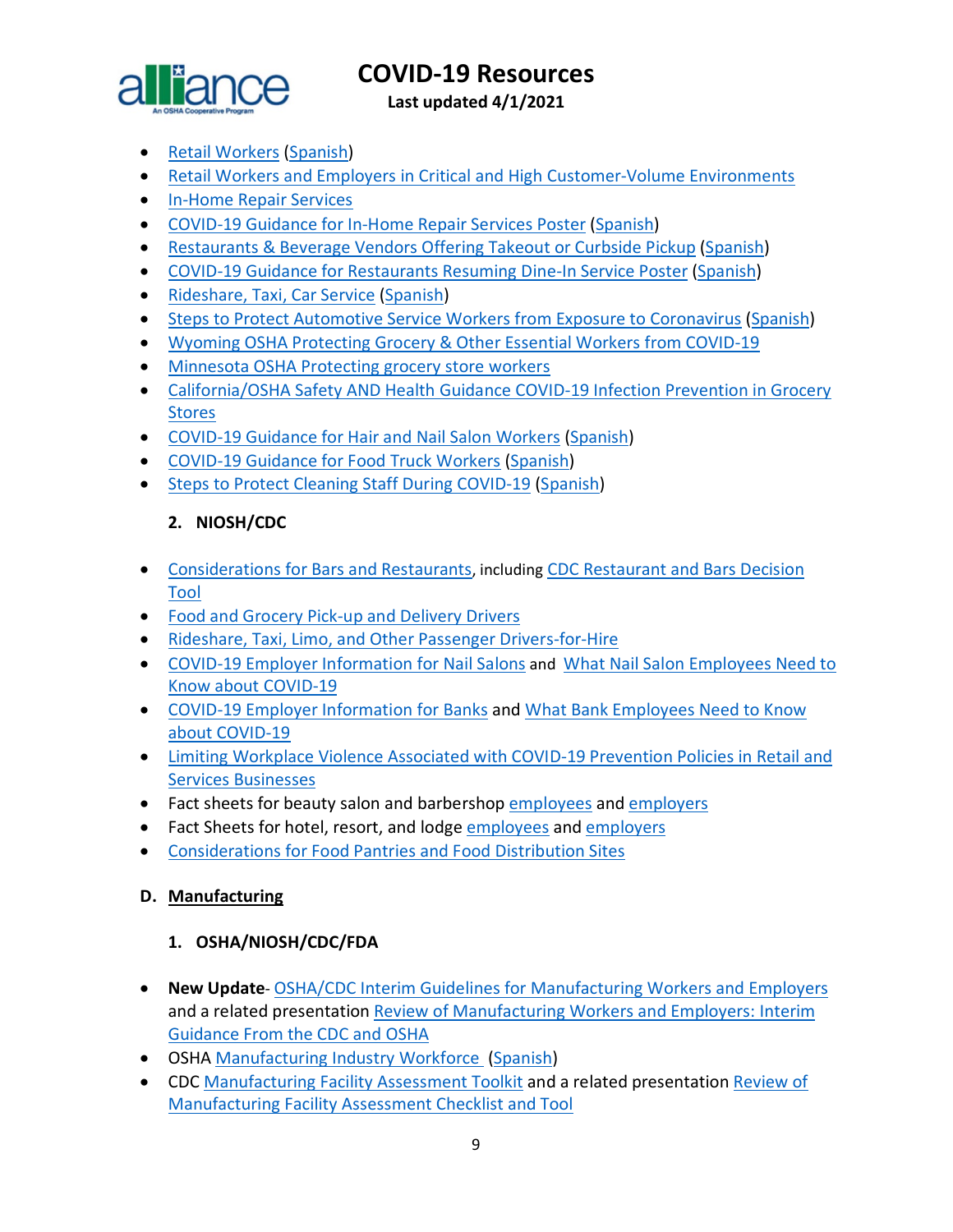- Retail Workers (Spanish)
- Retail Workers and Employers in Critical and High Customer-Volume Environments
- In-Home Repair Services
- COVID-19 Guidance for In-Home Repair Services Poster (Spanish)
- Restaurants & Beverage Vendors Offering Takeout or Curbside Pickup (Spanish)
- COVID-19 Guidance for Restaurants Resuming Dine-In Service Poster (Spanish)
- Rideshare, Taxi, Car Service (Spanish)
- Steps to Protect Automotive Service Workers from Exposure to Coronavirus (Spanish)
- Wyoming OSHA Protecting Grocery & Other Essential Workers from COVID-19
- Minnesota OSHA Protecting grocery store workers
- California/OSHA Safety AND Health Guidance COVID-19 Infection Prevention in Grocery Stores
- COVID-19 Guidance for Hair and Nail Salon Workers (Spanish)
- COVID-19 Guidance for Food Truck Workers (Spanish)
- Steps to Protect Cleaning Staff During COVID-19 (Spanish)

### 2. NIOSH/CDC

- Considerations for Bars and Restaurants, including CDC Restaurant and Bars Decision Tool
- Food and Grocery Pick-up and Delivery Drivers
- Rideshare, Taxi, Limo, and Other Passenger Drivers-for-Hire
- COVID-19 Employer Information for Nail Salons and What Nail Salon Employees Need to Know about COVID-19
- COVID-19 Employer Information for Banks and What Bank Employees Need to Know about COVID-19
- Limiting Workplace Violence Associated with COVID-19 Prevention Policies in Retail and Services Businesses
- Fact sheets for beauty salon and barbershop employees and employers
- Fact Sheets for hotel, resort, and lodge employees and employers
- Considerations for Food Pantries and Food Distribution Sites

## D. Manufacturing

### 1. OSHA/NIOSH/CDC/FDA

- **New Update**- OSHA/CDC Interim Guidelines for Manufacturing Workers and Employers and a related presentation Review of Manufacturing Workers and Employers: Interim Guidance From the CDC and OSHA
- OSHA Manufacturing Industry Workforce (Spanish)
- CDC Manufacturing Facility Assessment Toolkit and a related presentation Review of Manufacturing Facility Assessment Checklist and Tool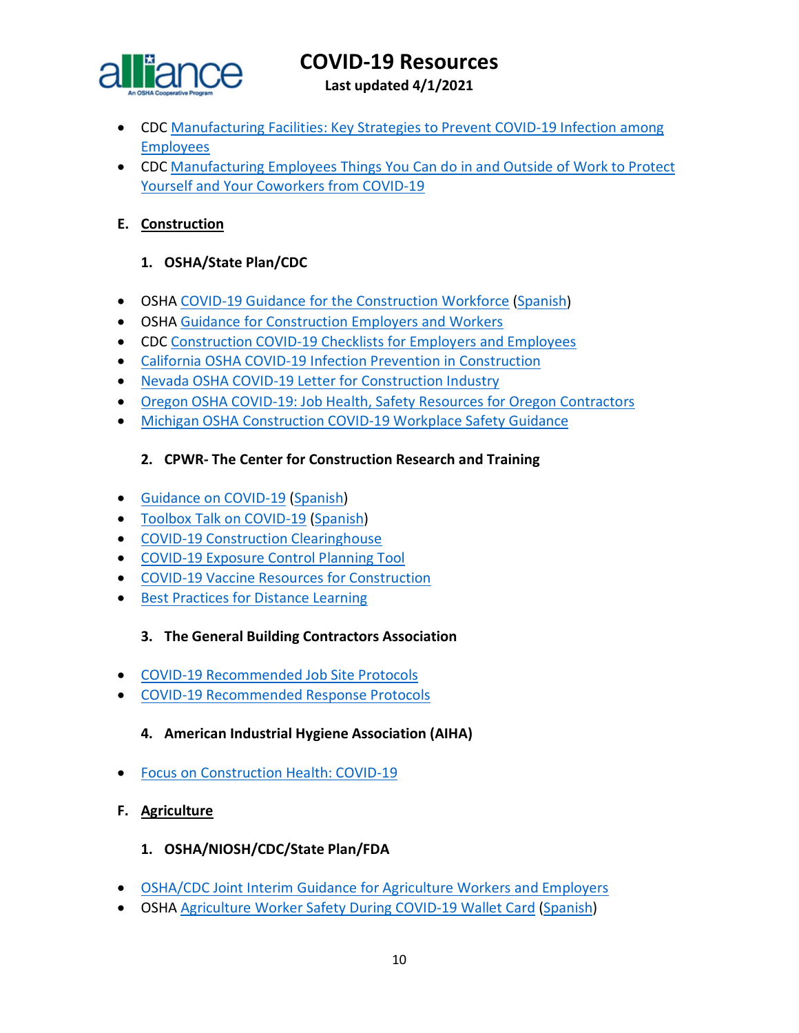- CDC Manufacturing Facilities: Key Strategies to Prevent COVID-19 Infection among Employees
- CDC Manufacturing Employees Things You Can do in and Outside of Work to Protect Yourself and Your Coworkers from COVID-19

## E. Construction

### 1. OSHA/State Plan/CDC

- OSHA COVID-19 Guidance for the Construction Workforce (Spanish)
- OSHA Guidance for Construction Employers and Workers
- CDC Construction COVID-19 Checklists for Employers and Employees
- California OSHA COVID-19 Infection Prevention in Construction
- Nevada OSHA COVID-19 Letter for Construction Industry
- Oregon OSHA COVID-19: Job Health, Safety Resources for Oregon Contractors
- Michigan OSHA Construction COVID-19 Workplace Safety Guidance

### 2. CPWR- The Center for Construction Research and Training

- Guidance on COVID-19 (Spanish)
- Toolbox Talk on COVID-19 (Spanish)
- COVID-19 Construction Clearinghouse
- COVID-19 Exposure Control Planning Tool
- COVID-19 Vaccine Resources for Construction
- Best Practices for Distance Learning

### 3. The General Building Contractors Association

- COVID-19 Recommended Job Site Protocols
- COVID-19 Recommended Response Protocols

### 4. American Industrial Hygiene Association (AIHA)

- Focus on Construction Health: COVID-19

## F. Agriculture

### 1. OSHA/NIOSH/CDC/State Plan/FDA

- OSHA/CDC Joint Interim Guidance for Agriculture Workers and Employers
- OSHA Agriculture Worker Safety During COVID-19 Wallet Card (Spanish)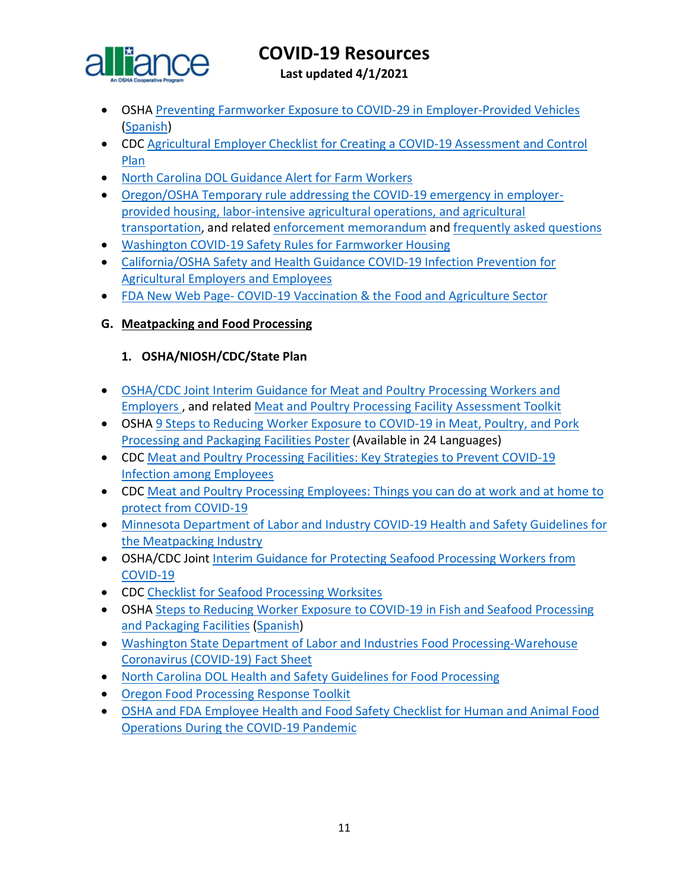- OSHA Preventing Farmworker Exposure to COVID-29 in Employer-Provided Vehicles (Spanish)
- CDC Agricultural Employer Checklist for Creating a COVID-19 Assessment and Control Plan
- North Carolina DOL Guidance Alert for Farm Workers
- Oregon/OSHA Temporary rule addressing the COVID-19 emergency in employer-provided housing, labor-intensive agricultural operations, and agricultural transportation, and related enforcement memorandum and frequently asked questions
- Washington COVID-19 Safety Rules for Farmworker Housing
- California/OSHA Safety and Health Guidance COVID-19 Infection Prevention for Agricultural Employers and Employees
- FDA New Web Page- COVID-19 Vaccination & the Food and Agriculture Sector

**G. Meatpacking and Food Processing**

**1. OSHA/NIOSH/CDC/State Plan**

- OSHA/CDC Joint Interim Guidance for Meat and Poultry Processing Workers and Employers , and related Meat and Poultry Processing Facility Assessment Toolkit
- OSHA 9 Steps to Reducing Worker Exposure to COVID-19 in Meat, Poultry, and Pork Processing and Packaging Facilities Poster (Available in 24 Languages)
- CDC Meat and Poultry Processing Facilities: Key Strategies to Prevent COVID-19 Infection among Employees
- CDC Meat and Poultry Processing Employees: Things you can do at work and at home to protect from COVID-19
- Minnesota Department of Labor and Industry COVID-19 Health and Safety Guidelines for the Meatpacking Industry
- OSHA/CDC Joint Interim Guidance for Protecting Seafood Processing Workers from COVID-19
- CDC Checklist for Seafood Processing Worksites
- OSHA Steps to Reducing Worker Exposure to COVID-19 in Fish and Seafood Processing and Packaging Facilities (Spanish)
- Washington State Department of Labor and Industries Food Processing-Warehouse Coronavirus (COVID-19) Fact Sheet
- North Carolina DOL Health and Safety Guidelines for Food Processing
- Oregon Food Processing Response Toolkit
- OSHA and FDA Employee Health and Food Safety Checklist for Human and Animal Food Operations During the COVID-19 Pandemic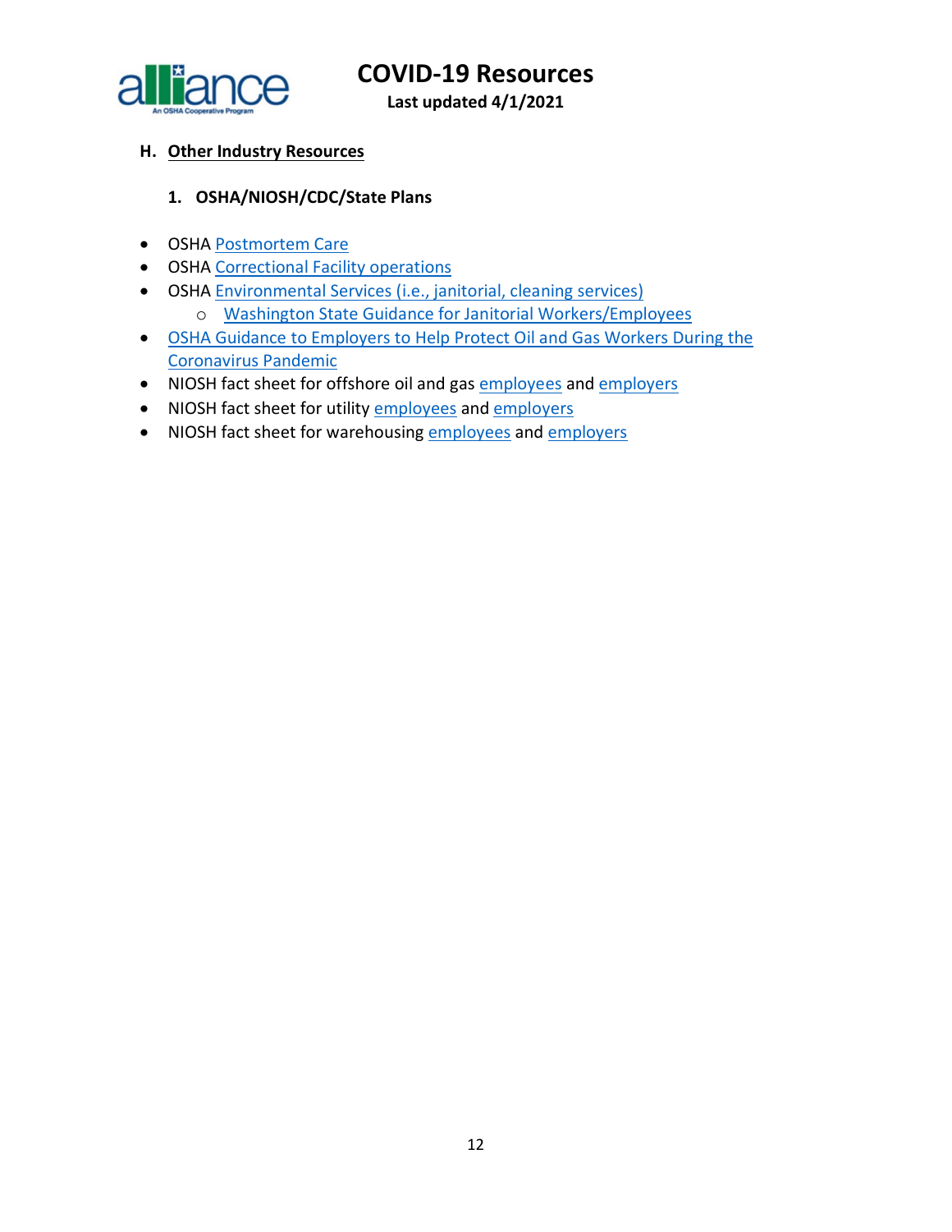## H. Other Industry Resources

### 1. OSHA/NIOSH/CDC/State Plans

- OSHA Postmortem Care
- OSHA Correctional Facility operations
- OSHA Environmental Services (i.e., janitorial, cleaning services)
  - Washington State Guidance for Janitorial Workers/Employees
- OSHA Guidance to Employers to Help Protect Oil and Gas Workers During the Coronavirus Pandemic
- NIOSH fact sheet for offshore oil and gas employees and employers
- NIOSH fact sheet for utility employees and employers
- NIOSH fact sheet for warehousing employees and employers